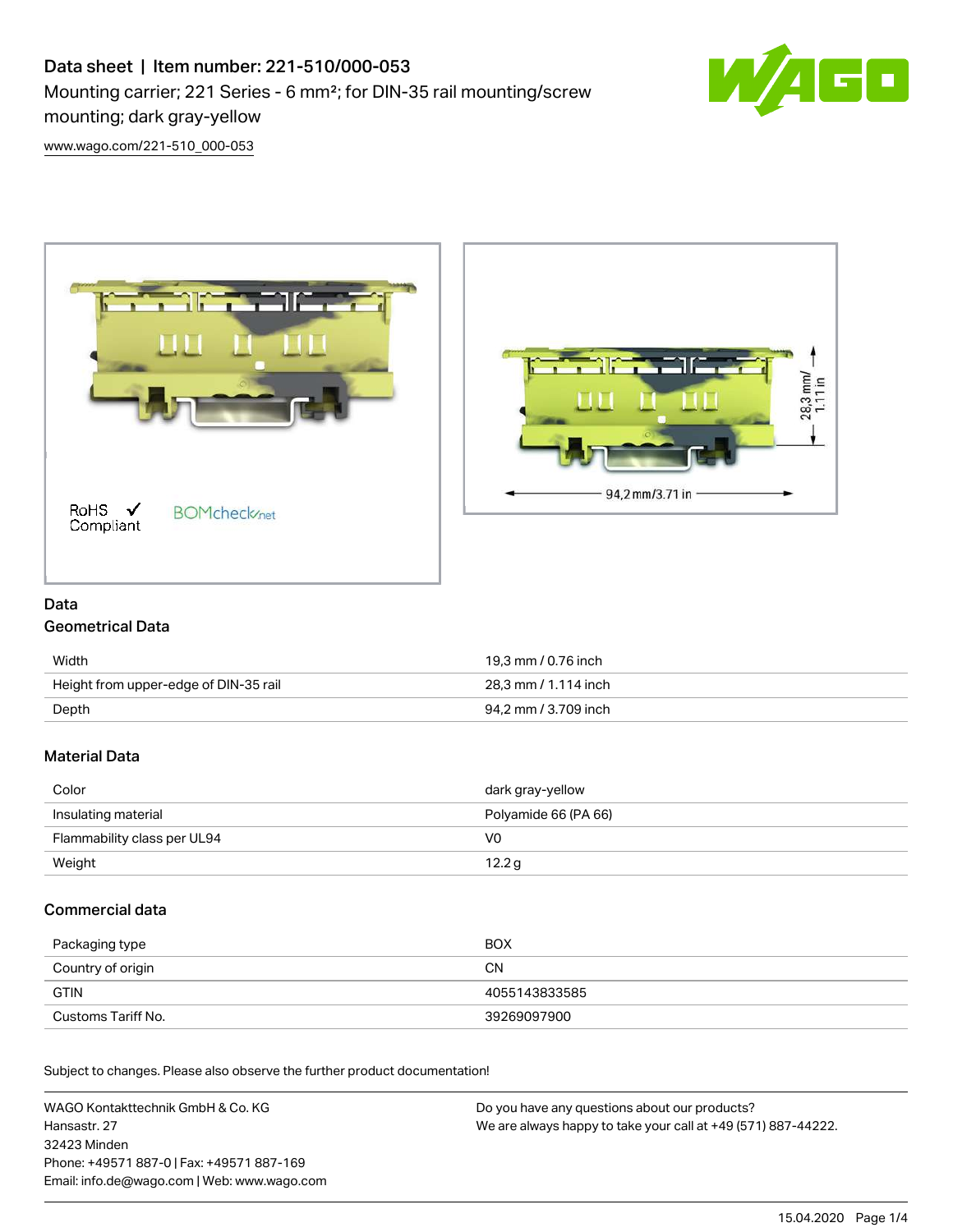# Data sheet | Item number: 221-510/000-053

Mounting carrier; 221 Series - 6 mm²; for DIN-35 rail mounting/screw mounting; dark gray-yellow

www.wago.com/221-510_000-053

RoHS ✓ Compliant  BOMcheck.net

28,3 mm/ 1.11 in

94,2 mm/3.71 in

## Data

### Geometrical Data

| | |
|---|---|
| Width | 19,3 mm / 0.76 inch |
| Height from upper-edge of DIN-35 rail | 28,3 mm / 1.114 inch |
| Depth | 94,2 mm / 3.709 inch |

### Material Data

| | |
|---|---|
| Color | dark gray-yellow |
| Insulating material | Polyamide 66 (PA 66) |
| Flammability class per UL94 | V0 |
| Weight | 12.2 g |

### Commercial data

| | |
|---|---|
| Packaging type | BOX |
| Country of origin | CN |
| GTIN | 4055143833585 |
| Customs Tariff No. | 39269097900 |

Subject to changes. Please also observe the further product documentation!

WAGO Kontakttechnik GmbH & Co. KG
Hansastr. 27
32423 Minden
Phone: +49571 887-0 | Fax: +49571 887-169
Email: info.de@wago.com | Web: www.wago.com

Do you have any questions about our products?
We are always happy to take your call at +49 (571) 887-44222.

15.04.2020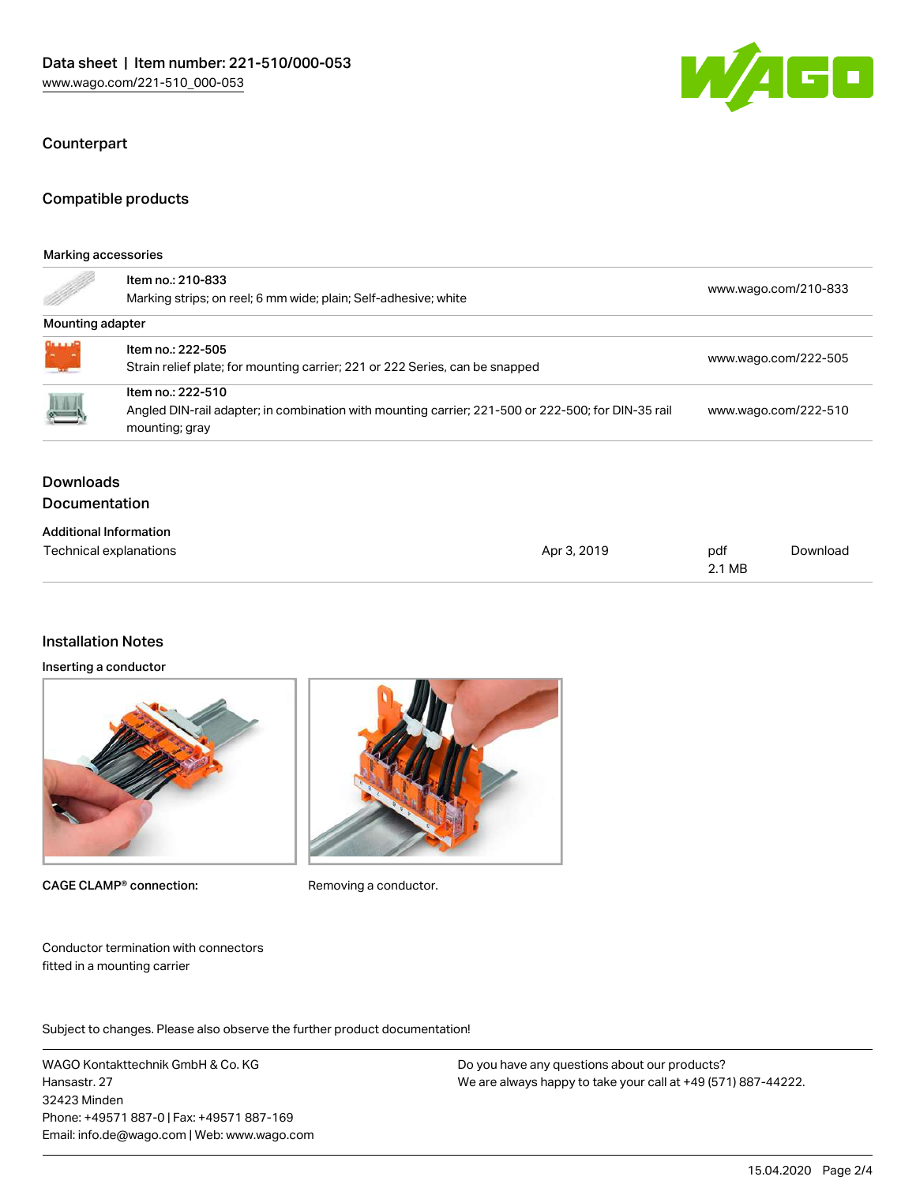## Counterpart

## Compatible products

| Marking accessories | | |
|---|---|---|
| | Item no.: 210-833<br>Marking strips; on reel; 6 mm wide; plain; Self-adhesive; white | www.wago.com/210-833 |
| **Mounting adapter** | | |
| | Item no.: 222-505<br>Strain relief plate; for mounting carrier; 221 or 222 Series, can be snapped | www.wago.com/222-505 |
| | Item no.: 222-510<br>Angled DIN-rail adapter; in combination with mounting carrier; 221-500 or 222-500; for DIN-35 rail mounting; gray | www.wago.com/222-510 |

## Downloads
## Documentation

| Additional Information | | | |
|---|---|---|---|
| Technical explanations | Apr 3, 2019 | pdf<br>2.1 MB | Download |

## Installation Notes

### Inserting a conductor

CAGE CLAMP® connection:

Removing a conductor.

Conductor termination with connectors fitted in a mounting carrier

Subject to changes. Please also observe the further product documentation!

WAGO Kontakttechnik GmbH & Co. KG
Hansastr. 27
32423 Minden
Phone: +49571 887-0 | Fax: +49571 887-169
Email: info.de@wago.com | Web: www.wago.com

Do you have any questions about our products?
We are always happy to take your call at +49 (571) 887-44222.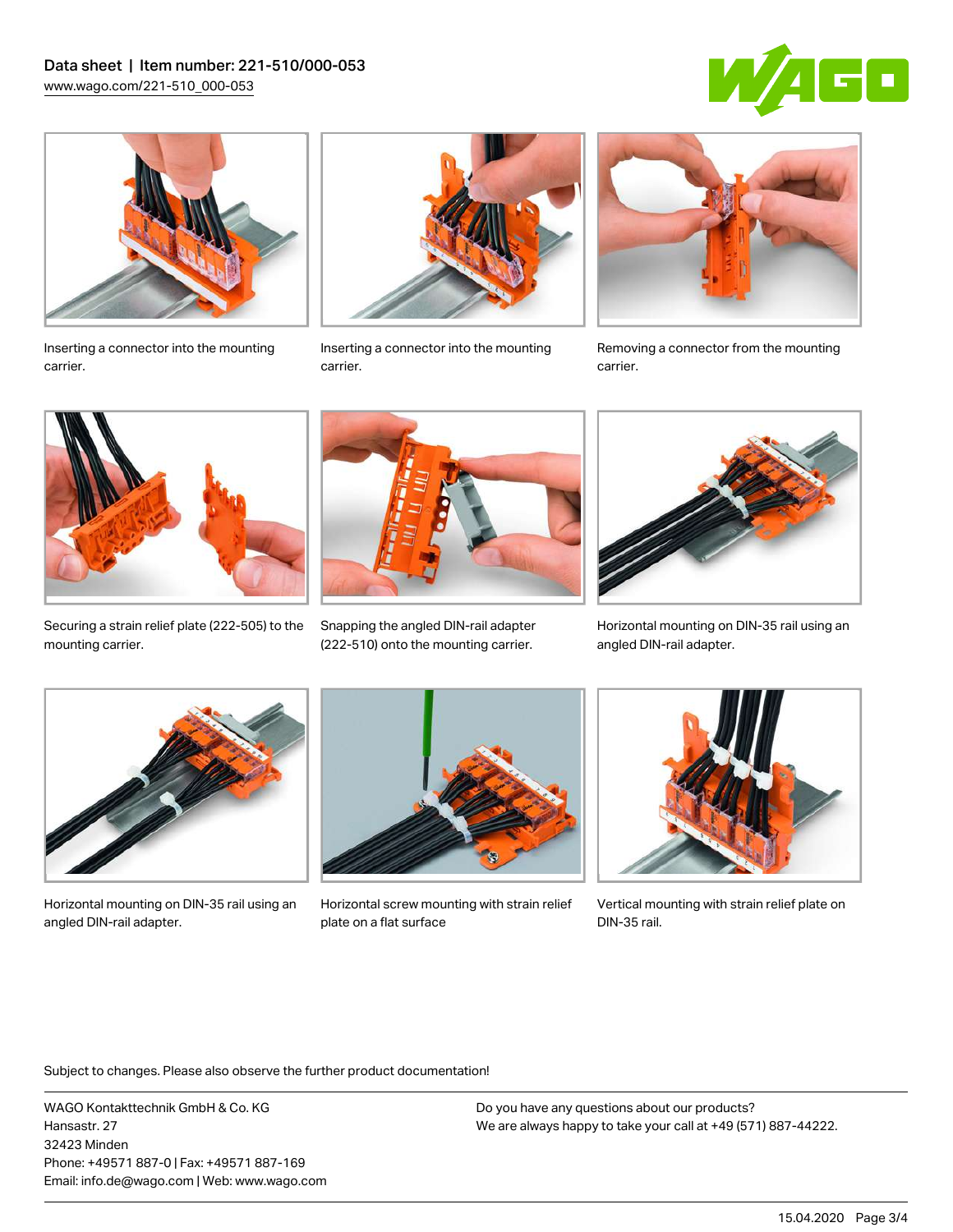Inserting a connector into the mounting carrier.

Inserting a connector into the mounting carrier.

Removing a connector from the mounting carrier.

Securing a strain relief plate (222-505) to the mounting carrier.

Snapping the angled DIN-rail adapter (222-510) onto the mounting carrier.

Horizontal mounting on DIN-35 rail using an angled DIN-rail adapter.

Horizontal mounting on DIN-35 rail using an angled DIN-rail adapter.

Horizontal screw mounting with strain relief plate on a flat surface

Vertical mounting with strain relief plate on DIN-35 rail.

Subject to changes. Please also observe the further product documentation!

WAGO Kontakttechnik GmbH & Co. KG
Hansastr. 27
32423 Minden
Phone: +49571 887-0 | Fax: +49571 887-169
Email: info.de@wago.com | Web: www.wago.com

Do you have any questions about our products?
We are always happy to take your call at +49 (571) 887-44222.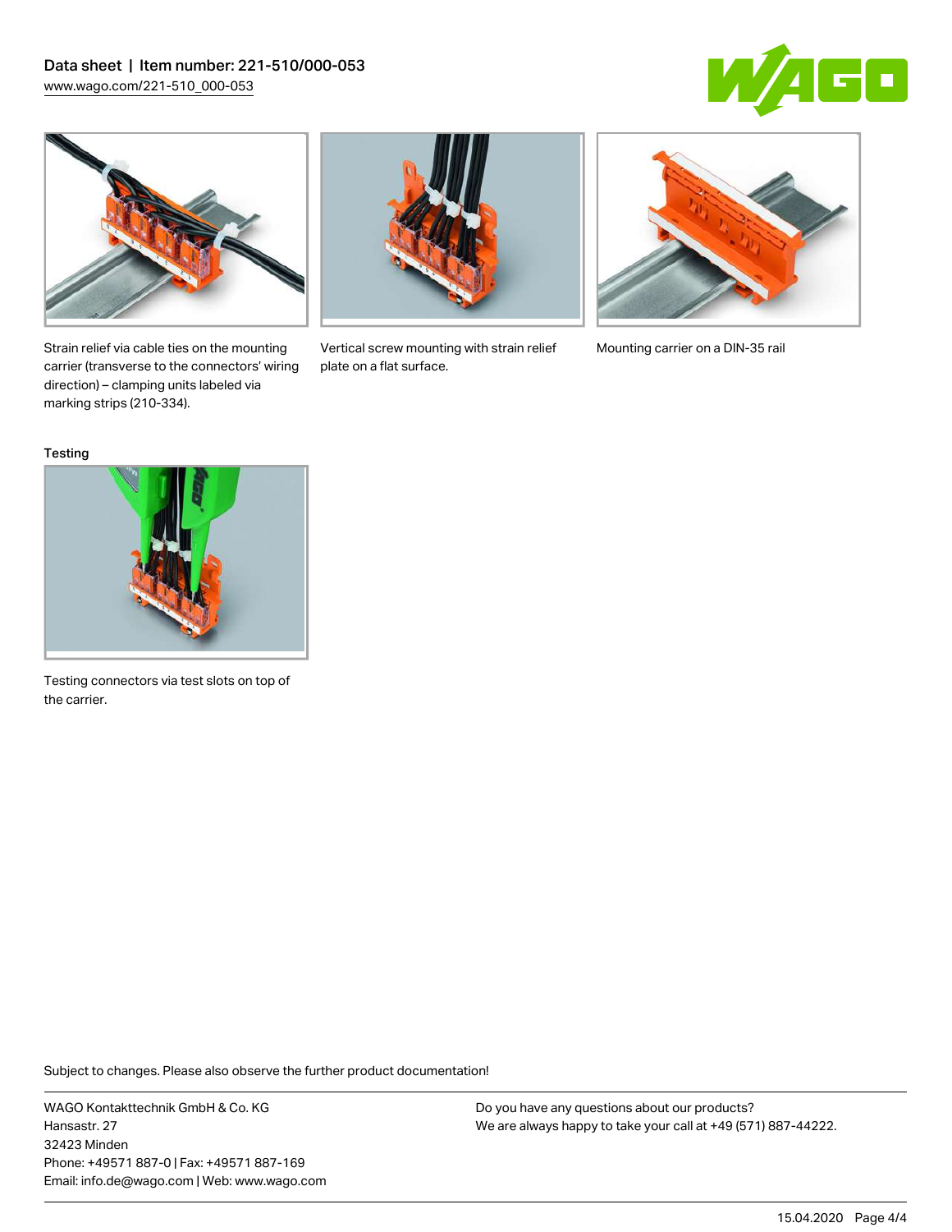Strain relief via cable ties on the mounting carrier (transverse to the connectors' wiring direction) – clamping units labeled via marking strips (210-334).

Vertical screw mounting with strain relief plate on a flat surface.

Mounting carrier on a DIN-35 rail

Testing

Testing connectors via test slots on top of the carrier.

Subject to changes. Please also observe the further product documentation!

WAGO Kontakttechnik GmbH & Co. KG
Hansastr. 27
32423 Minden
Phone: +49571 887-0 | Fax: +49571 887-169
Email: info.de@wago.com | Web: www.wago.com

Do you have any questions about our products?
We are always happy to take your call at +49 (571) 887-44222.

15.04.2020